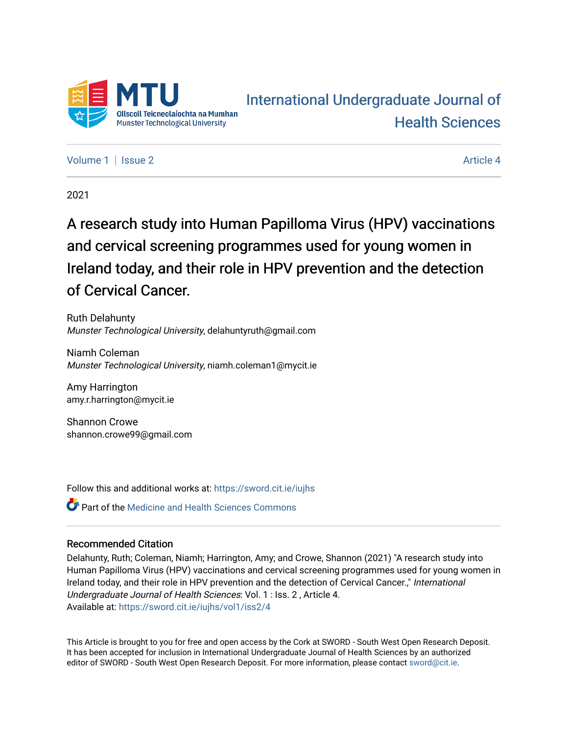MTU

Ollscoil Teicneolaíochta na Mumhan
Munster Technological University

International Undergraduate Journal of Health Sciences

Volume 1 | Issue 2 — Article 4

2021

# A research study into Human Papilloma Virus (HPV) vaccinations and cervical screening programmes used for young women in Ireland today, and their role in HPV prevention and the detection of Cervical Cancer.

Ruth Delahunty
*Munster Technological University*, delahuntyruth@gmail.com

Niamh Coleman
*Munster Technological University*, niamh.coleman1@mycit.ie

Amy Harrington
amy.r.harrington@mycit.ie

Shannon Crowe
shannon.crowe99@gmail.com

Follow this and additional works at: https://sword.cit.ie/iujhs

Part of the Medicine and Health Sciences Commons

## Recommended Citation

Delahunty, Ruth; Coleman, Niamh; Harrington, Amy; and Crowe, Shannon (2021) "A research study into Human Papilloma Virus (HPV) vaccinations and cervical screening programmes used for young women in Ireland today, and their role in HPV prevention and the detection of Cervical Cancer.," *International Undergraduate Journal of Health Sciences*: Vol. 1 : Iss. 2 , Article 4.
Available at: https://sword.cit.ie/iujhs/vol1/iss2/4

This Article is brought to you for free and open access by the Cork at SWORD - South West Open Research Deposit. It has been accepted for inclusion in International Undergraduate Journal of Health Sciences by an authorized editor of SWORD - South West Open Research Deposit. For more information, please contact sword@cit.ie.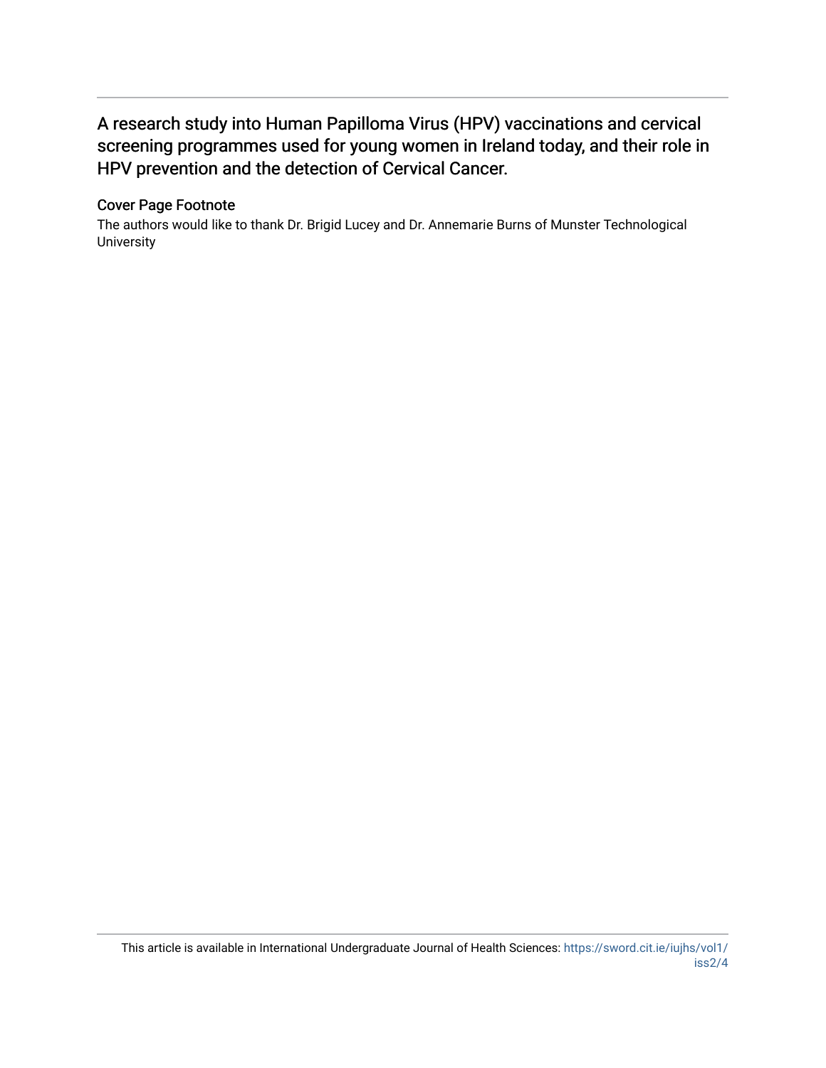## A research study into Human Papilloma Virus (HPV) vaccinations and cervical screening programmes used for young women in Ireland today, and their role in HPV prevention and the detection of Cervical Cancer.

### Cover Page Footnote

The authors would like to thank Dr. Brigid Lucey and Dr. Annemarie Burns of Munster Technological University

This article is available in International Undergraduate Journal of Health Sciences: https://sword.cit.ie/iujhs/vol1/iss2/4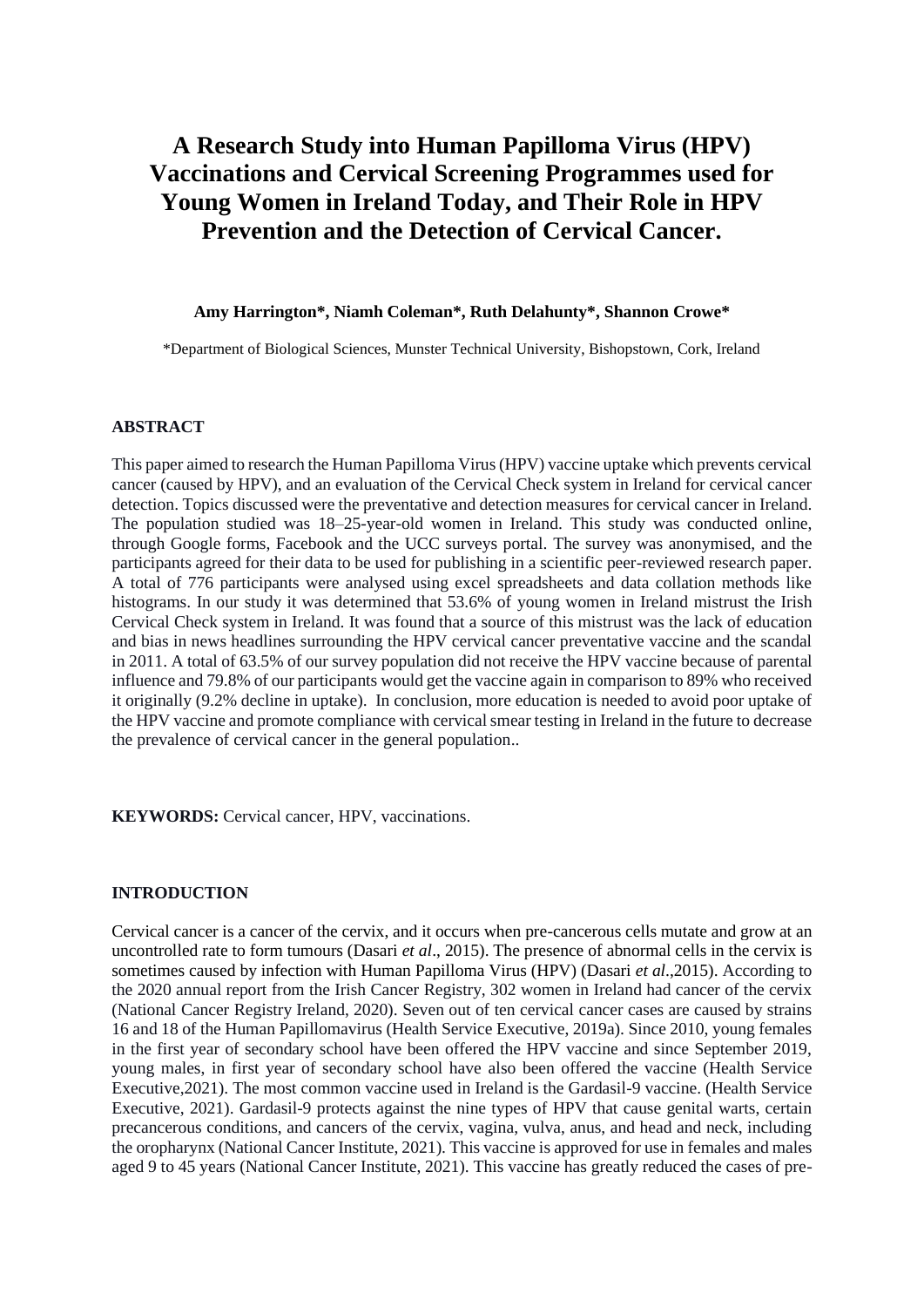# A Research Study into Human Papilloma Virus (HPV) Vaccinations and Cervical Screening Programmes used for Young Women in Ireland Today, and Their Role in HPV Prevention and the Detection of Cervical Cancer.

**Amy Harrington\*, Niamh Coleman\*, Ruth Delahunty\*, Shannon Crowe\***

\*Department of Biological Sciences, Munster Technical University, Bishopstown, Cork, Ireland

## ABSTRACT

This paper aimed to research the Human Papilloma Virus (HPV) vaccine uptake which prevents cervical cancer (caused by HPV), and an evaluation of the Cervical Check system in Ireland for cervical cancer detection. Topics discussed were the preventative and detection measures for cervical cancer in Ireland. The population studied was 18–25-year-old women in Ireland. This study was conducted online, through Google forms, Facebook and the UCC surveys portal. The survey was anonymised, and the participants agreed for their data to be used for publishing in a scientific peer-reviewed research paper. A total of 776 participants were analysed using excel spreadsheets and data collation methods like histograms. In our study it was determined that 53.6% of young women in Ireland mistrust the Irish Cervical Check system in Ireland. It was found that a source of this mistrust was the lack of education and bias in news headlines surrounding the HPV cervical cancer preventative vaccine and the scandal in 2011. A total of 63.5% of our survey population did not receive the HPV vaccine because of parental influence and 79.8% of our participants would get the vaccine again in comparison to 89% who received it originally (9.2% decline in uptake). In conclusion, more education is needed to avoid poor uptake of the HPV vaccine and promote compliance with cervical smear testing in Ireland in the future to decrease the prevalence of cervical cancer in the general population..

**KEYWORDS:** Cervical cancer, HPV, vaccinations.

## INTRODUCTION

Cervical cancer is a cancer of the cervix, and it occurs when pre-cancerous cells mutate and grow at an uncontrolled rate to form tumours (Dasari *et al*., 2015). The presence of abnormal cells in the cervix is sometimes caused by infection with Human Papilloma Virus (HPV) (Dasari *et al*.,2015). According to the 2020 annual report from the Irish Cancer Registry, 302 women in Ireland had cancer of the cervix (National Cancer Registry Ireland, 2020). Seven out of ten cervical cancer cases are caused by strains 16 and 18 of the Human Papillomavirus (Health Service Executive, 2019a). Since 2010, young females in the first year of secondary school have been offered the HPV vaccine and since September 2019, young males, in first year of secondary school have also been offered the vaccine (Health Service Executive,2021). The most common vaccine used in Ireland is the Gardasil-9 vaccine. (Health Service Executive, 2021). Gardasil-9 protects against the nine types of HPV that cause genital warts, certain precancerous conditions, and cancers of the cervix, vagina, vulva, anus, and head and neck, including the oropharynx (National Cancer Institute, 2021). This vaccine is approved for use in females and males aged 9 to 45 years (National Cancer Institute, 2021). This vaccine has greatly reduced the cases of pre-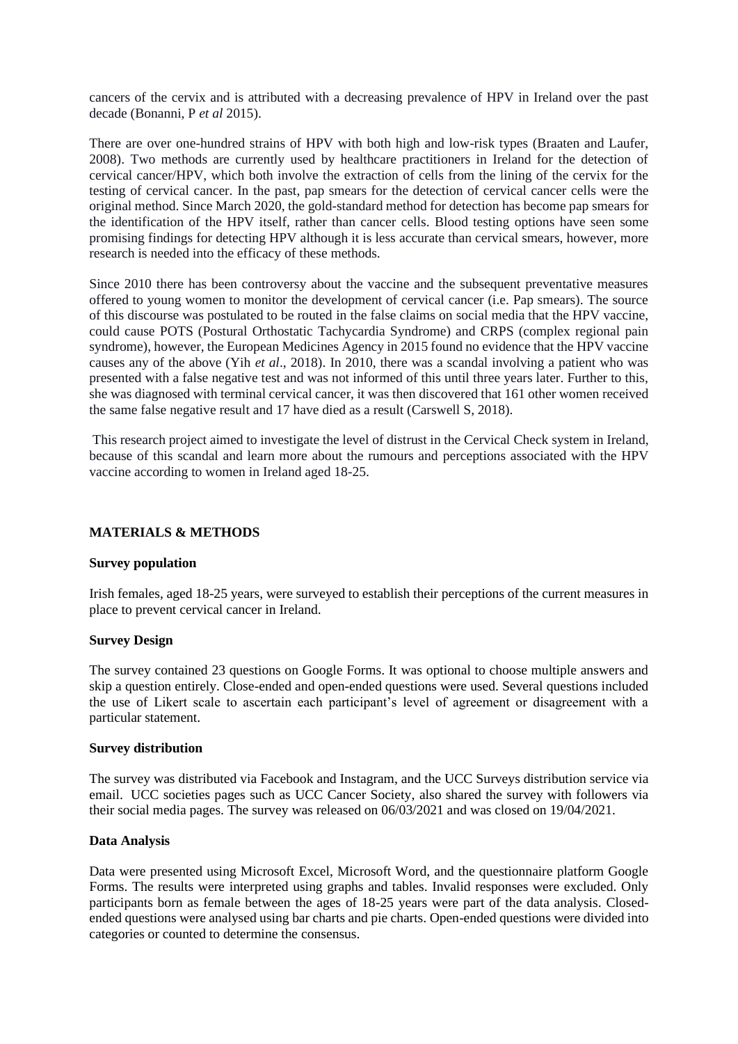cancers of the cervix and is attributed with a decreasing prevalence of HPV in Ireland over the past decade (Bonanni, P *et al* 2015).

There are over one-hundred strains of HPV with both high and low-risk types (Braaten and Laufer, 2008). Two methods are currently used by healthcare practitioners in Ireland for the detection of cervical cancer/HPV, which both involve the extraction of cells from the lining of the cervix for the testing of cervical cancer. In the past, pap smears for the detection of cervical cancer cells were the original method. Since March 2020, the gold-standard method for detection has become pap smears for the identification of the HPV itself, rather than cancer cells. Blood testing options have seen some promising findings for detecting HPV although it is less accurate than cervical smears, however, more research is needed into the efficacy of these methods.

Since 2010 there has been controversy about the vaccine and the subsequent preventative measures offered to young women to monitor the development of cervical cancer (i.e. Pap smears). The source of this discourse was postulated to be routed in the false claims on social media that the HPV vaccine, could cause POTS (Postural Orthostatic Tachycardia Syndrome) and CRPS (complex regional pain syndrome), however, the European Medicines Agency in 2015 found no evidence that the HPV vaccine causes any of the above (Yih *et al*., 2018). In 2010, there was a scandal involving a patient who was presented with a false negative test and was not informed of this until three years later. Further to this, she was diagnosed with terminal cervical cancer, it was then discovered that 161 other women received the same false negative result and 17 have died as a result (Carswell S, 2018).

This research project aimed to investigate the level of distrust in the Cervical Check system in Ireland, because of this scandal and learn more about the rumours and perceptions associated with the HPV vaccine according to women in Ireland aged 18-25.

## MATERIALS & METHODS

### Survey population

Irish females, aged 18-25 years, were surveyed to establish their perceptions of the current measures in place to prevent cervical cancer in Ireland.

### Survey Design

The survey contained 23 questions on Google Forms. It was optional to choose multiple answers and skip a question entirely. Close-ended and open-ended questions were used. Several questions included the use of Likert scale to ascertain each participant's level of agreement or disagreement with a particular statement.

### Survey distribution

The survey was distributed via Facebook and Instagram, and the UCC Surveys distribution service via email. UCC societies pages such as UCC Cancer Society, also shared the survey with followers via their social media pages. The survey was released on 06/03/2021 and was closed on 19/04/2021.

### Data Analysis

Data were presented using Microsoft Excel, Microsoft Word, and the questionnaire platform Google Forms. The results were interpreted using graphs and tables. Invalid responses were excluded. Only participants born as female between the ages of 18-25 years were part of the data analysis. Closed-ended questions were analysed using bar charts and pie charts. Open-ended questions were divided into categories or counted to determine the consensus.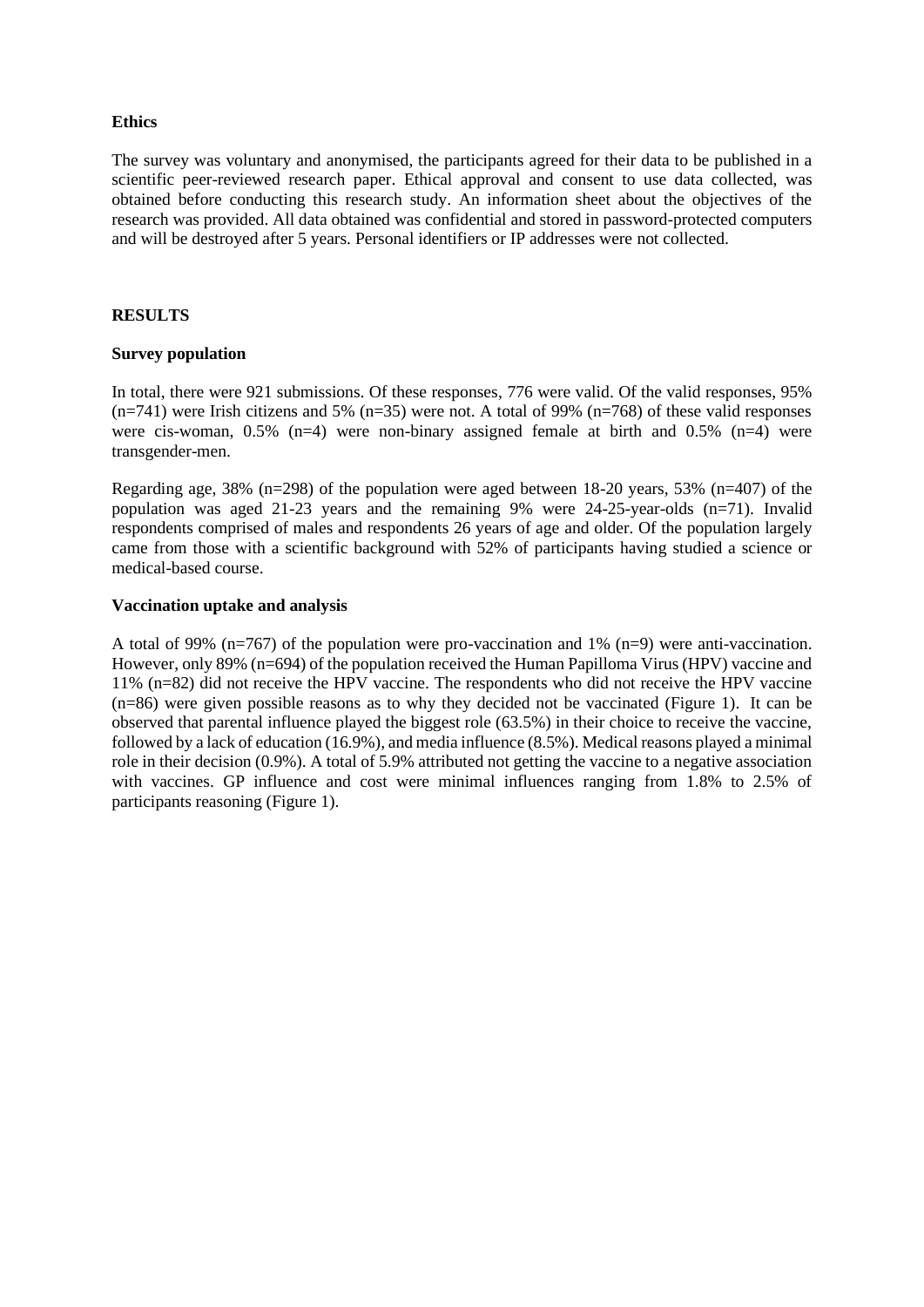**Ethics**

The survey was voluntary and anonymised, the participants agreed for their data to be published in a scientific peer-reviewed research paper. Ethical approval and consent to use data collected, was obtained before conducting this research study. An information sheet about the objectives of the research was provided. All data obtained was confidential and stored in password-protected computers and will be destroyed after 5 years. Personal identifiers or IP addresses were not collected.

## RESULTS

**Survey population**

In total, there were 921 submissions. Of these responses, 776 were valid. Of the valid responses, 95% (n=741) were Irish citizens and 5% (n=35) were not. A total of 99% (n=768) of these valid responses were cis-woman, 0.5% (n=4) were non-binary assigned female at birth and 0.5% (n=4) were transgender-men.

Regarding age, 38% (n=298) of the population were aged between 18-20 years, 53% (n=407) of the population was aged 21-23 years and the remaining 9% were 24-25-year-olds (n=71). Invalid respondents comprised of males and respondents 26 years of age and older. Of the population largely came from those with a scientific background with 52% of participants having studied a science or medical-based course.

**Vaccination uptake and analysis**

A total of 99% (n=767) of the population were pro-vaccination and 1% (n=9) were anti-vaccination. However, only 89% (n=694) of the population received the Human Papilloma Virus (HPV) vaccine and 11% (n=82) did not receive the HPV vaccine. The respondents who did not receive the HPV vaccine (n=86) were given possible reasons as to why they decided not be vaccinated (Figure 1). It can be observed that parental influence played the biggest role (63.5%) in their choice to receive the vaccine, followed by a lack of education (16.9%), and media influence (8.5%). Medical reasons played a minimal role in their decision (0.9%). A total of 5.9% attributed not getting the vaccine to a negative association with vaccines. GP influence and cost were minimal influences ranging from 1.8% to 2.5% of participants reasoning (Figure 1).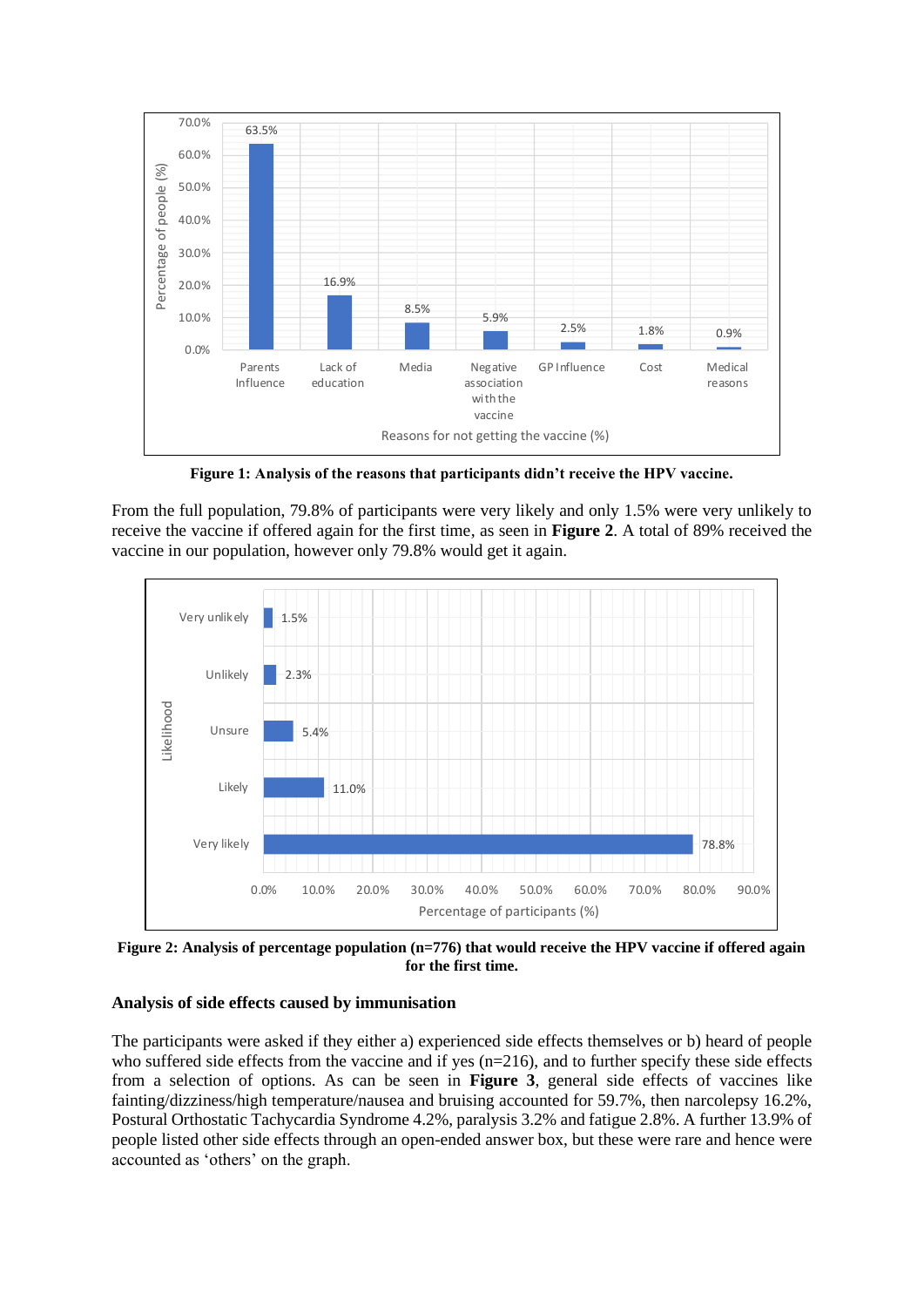**Figure 1: Analysis of the reasons that participants didn't receive the HPV vaccine.**

From the full population, 79.8% of participants were very likely and only 1.5% were very unlikely to receive the vaccine if offered again for the first time, as seen in **Figure 2**. A total of 89% received the vaccine in our population, however only 79.8% would get it again.

**Figure 2: Analysis of percentage population (n=776) that would receive the HPV vaccine if offered again for the first time.**

### Analysis of side effects caused by immunisation

The participants were asked if they either a) experienced side effects themselves or b) heard of people who suffered side effects from the vaccine and if yes (n=216), and to further specify these side effects from a selection of options. As can be seen in **Figure 3**, general side effects of vaccines like fainting/dizziness/high temperature/nausea and bruising accounted for 59.7%, then narcolepsy 16.2%, Postural Orthostatic Tachycardia Syndrome 4.2%, paralysis 3.2% and fatigue 2.8%. A further 13.9% of people listed other side effects through an open-ended answer box, but these were rare and hence were accounted as 'others' on the graph.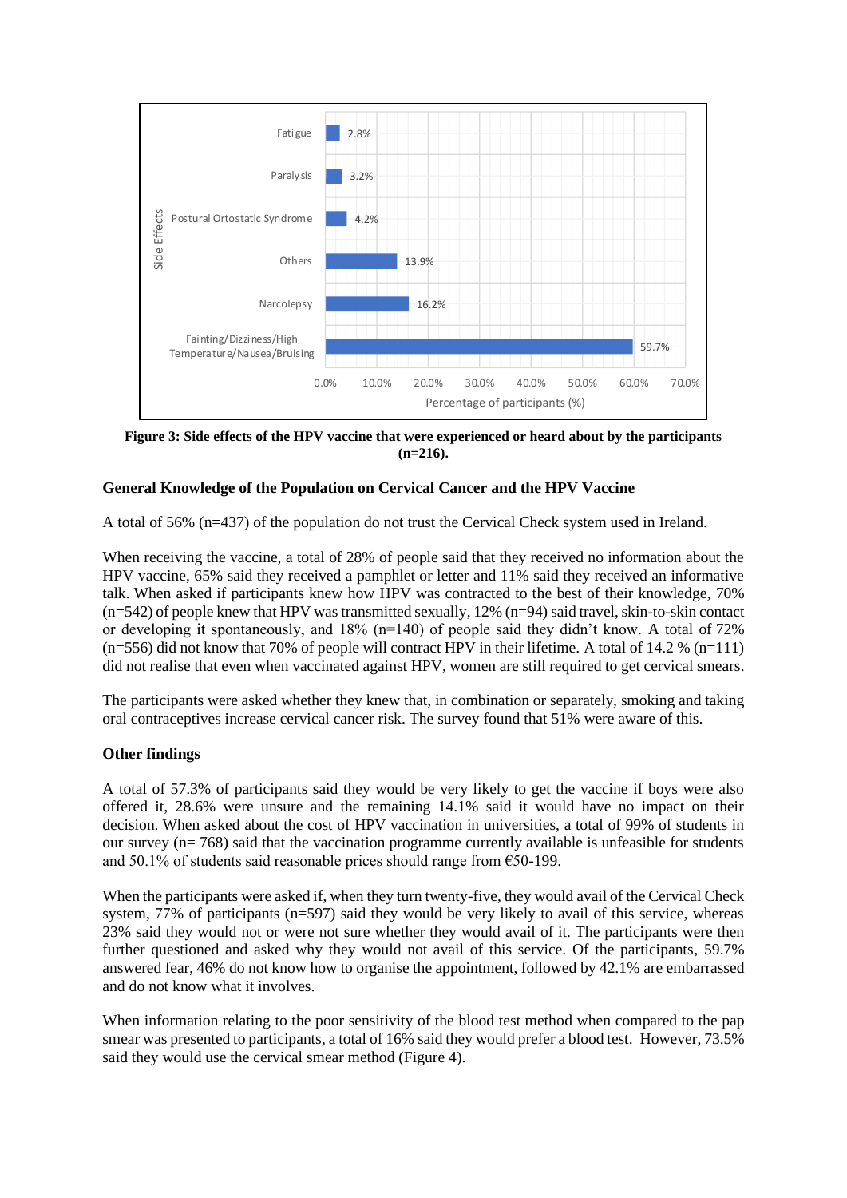**Figure 3: Side effects of the HPV vaccine that were experienced or heard about by the participants (n=216).**

### General Knowledge of the Population on Cervical Cancer and the HPV Vaccine

A total of 56% (n=437) of the population do not trust the Cervical Check system used in Ireland.

When receiving the vaccine, a total of 28% of people said that they received no information about the HPV vaccine, 65% said they received a pamphlet or letter and 11% said they received an informative talk. When asked if participants knew how HPV was contracted to the best of their knowledge, 70% (n=542) of people knew that HPV was transmitted sexually, 12% (n=94) said travel, skin-to-skin contact or developing it spontaneously, and 18% (n=140) of people said they didn't know. A total of 72% (n=556) did not know that 70% of people will contract HPV in their lifetime. A total of 14.2 % (n=111) did not realise that even when vaccinated against HPV, women are still required to get cervical smears.

The participants were asked whether they knew that, in combination or separately, smoking and taking oral contraceptives increase cervical cancer risk. The survey found that 51% were aware of this.

### Other findings

A total of 57.3% of participants said they would be very likely to get the vaccine if boys were also offered it, 28.6% were unsure and the remaining 14.1% said it would have no impact on their decision. When asked about the cost of HPV vaccination in universities, a total of 99% of students in our survey (n= 768) said that the vaccination programme currently available is unfeasible for students and 50.1% of students said reasonable prices should range from €50-199.

When the participants were asked if, when they turn twenty-five, they would avail of the Cervical Check system, 77% of participants (n=597) said they would be very likely to avail of this service, whereas 23% said they would not or were not sure whether they would avail of it. The participants were then further questioned and asked why they would not avail of this service. Of the participants, 59.7% answered fear, 46% do not know how to organise the appointment, followed by 42.1% are embarrassed and do not know what it involves.

When information relating to the poor sensitivity of the blood test method when compared to the pap smear was presented to participants, a total of 16% said they would prefer a blood test. However, 73.5% said they would use the cervical smear method (Figure 4).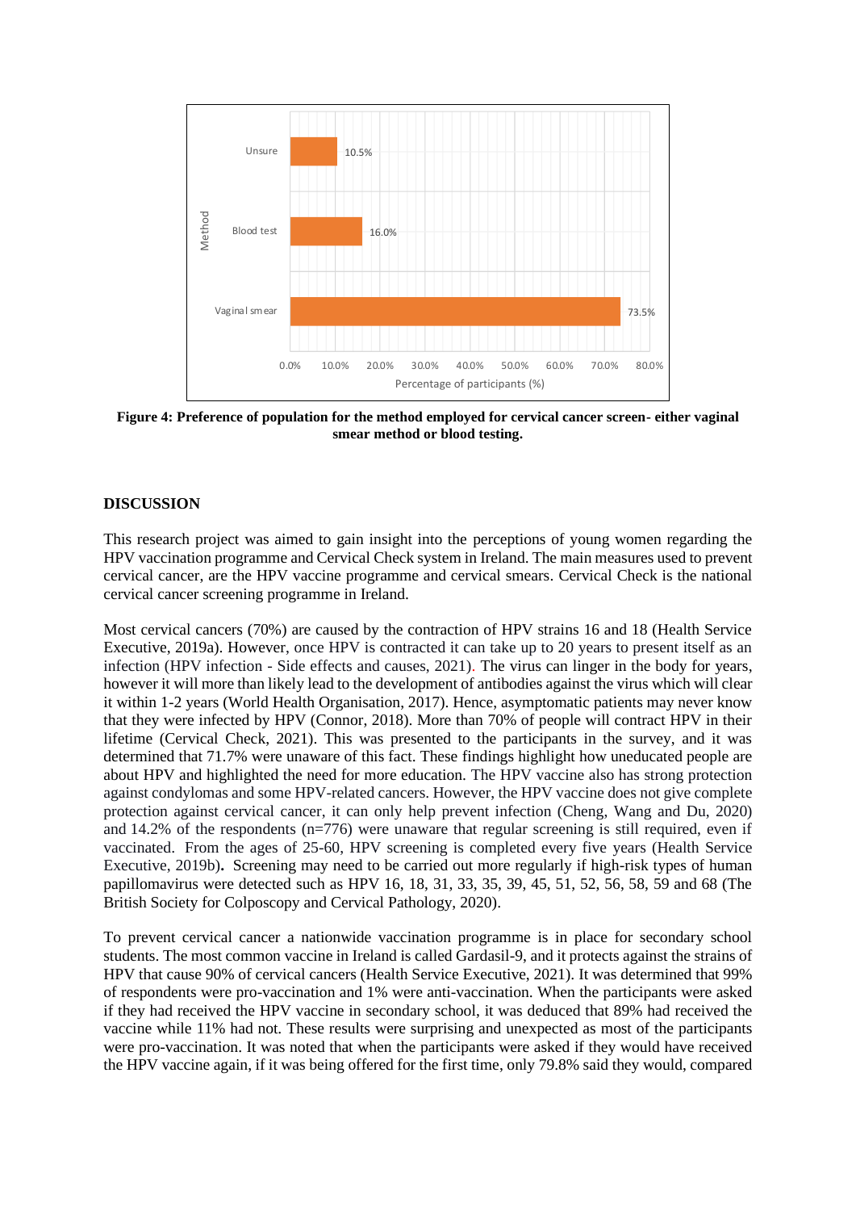**Figure 4: Preference of population for the method employed for cervical cancer screen- either vaginal smear method or blood testing.**

## DISCUSSION

This research project was aimed to gain insight into the perceptions of young women regarding the HPV vaccination programme and Cervical Check system in Ireland. The main measures used to prevent cervical cancer, are the HPV vaccine programme and cervical smears. Cervical Check is the national cervical cancer screening programme in Ireland.

Most cervical cancers (70%) are caused by the contraction of HPV strains 16 and 18 (Health Service Executive, 2019a). However, once HPV is contracted it can take up to 20 years to present itself as an infection (HPV infection - Side effects and causes, 2021). The virus can linger in the body for years, however it will more than likely lead to the development of antibodies against the virus which will clear it within 1-2 years (World Health Organisation, 2017). Hence, asymptomatic patients may never know that they were infected by HPV (Connor, 2018). More than 70% of people will contract HPV in their lifetime (Cervical Check, 2021). This was presented to the participants in the survey, and it was determined that 71.7% were unaware of this fact. These findings highlight how uneducated people are about HPV and highlighted the need for more education. The HPV vaccine also has strong protection against condylomas and some HPV-related cancers. However, the HPV vaccine does not give complete protection against cervical cancer, it can only help prevent infection (Cheng, Wang and Du, 2020) and 14.2% of the respondents (n=776) were unaware that regular screening is still required, even if vaccinated. From the ages of 25-60, HPV screening is completed every five years (Health Service Executive, 2019b). Screening may need to be carried out more regularly if high-risk types of human papillomavirus were detected such as HPV 16, 18, 31, 33, 35, 39, 45, 51, 52, 56, 58, 59 and 68 (The British Society for Colposcopy and Cervical Pathology, 2020).

To prevent cervical cancer a nationwide vaccination programme is in place for secondary school students. The most common vaccine in Ireland is called Gardasil-9, and it protects against the strains of HPV that cause 90% of cervical cancers (Health Service Executive, 2021). It was determined that 99% of respondents were pro-vaccination and 1% were anti-vaccination. When the participants were asked if they had received the HPV vaccine in secondary school, it was deduced that 89% had received the vaccine while 11% had not. These results were surprising and unexpected as most of the participants were pro-vaccination. It was noted that when the participants were asked if they would have received the HPV vaccine again, if it was being offered for the first time, only 79.8% said they would, compared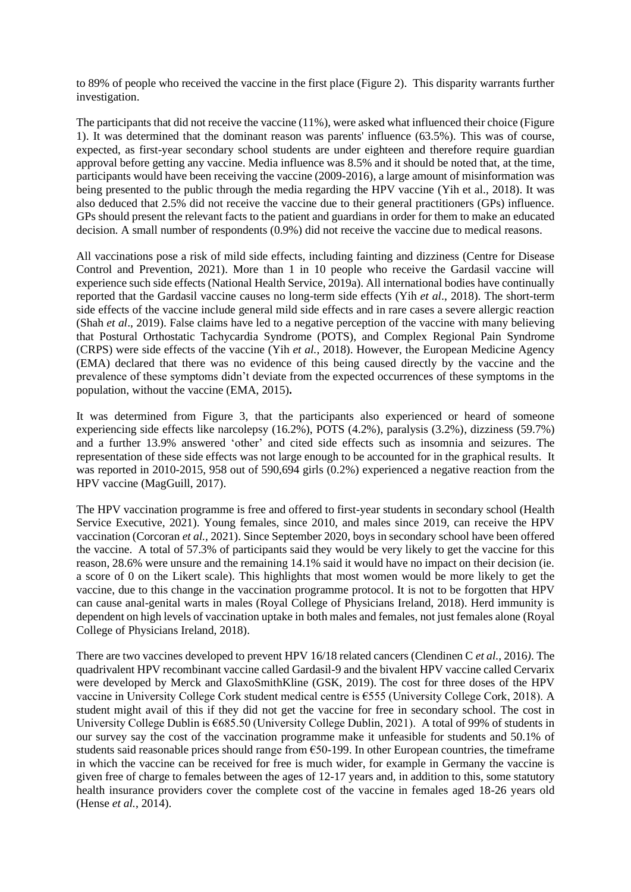to 89% of people who received the vaccine in the first place (Figure 2). This disparity warrants further investigation.

The participants that did not receive the vaccine (11%), were asked what influenced their choice (Figure 1). It was determined that the dominant reason was parents' influence (63.5%). This was of course, expected, as first-year secondary school students are under eighteen and therefore require guardian approval before getting any vaccine. Media influence was 8.5% and it should be noted that, at the time, participants would have been receiving the vaccine (2009-2016), a large amount of misinformation was being presented to the public through the media regarding the HPV vaccine (Yih et al., 2018). It was also deduced that 2.5% did not receive the vaccine due to their general practitioners (GPs) influence. GPs should present the relevant facts to the patient and guardians in order for them to make an educated decision. A small number of respondents (0.9%) did not receive the vaccine due to medical reasons.

All vaccinations pose a risk of mild side effects, including fainting and dizziness (Centre for Disease Control and Prevention, 2021). More than 1 in 10 people who receive the Gardasil vaccine will experience such side effects (National Health Service, 2019a). All international bodies have continually reported that the Gardasil vaccine causes no long-term side effects (Yih *et al*., 2018). The short-term side effects of the vaccine include general mild side effects and in rare cases a severe allergic reaction (Shah *et al*., 2019). False claims have led to a negative perception of the vaccine with many believing that Postural Orthostatic Tachycardia Syndrome (POTS), and Complex Regional Pain Syndrome (CRPS) were side effects of the vaccine (Yih *et al.,* 2018). However, the European Medicine Agency (EMA) declared that there was no evidence of this being caused directly by the vaccine and the prevalence of these symptoms didn't deviate from the expected occurrences of these symptoms in the population, without the vaccine (EMA, 2015)**.**

It was determined from Figure 3, that the participants also experienced or heard of someone experiencing side effects like narcolepsy (16.2%), POTS (4.2%), paralysis (3.2%), dizziness (59.7%) and a further 13.9% answered 'other' and cited side effects such as insomnia and seizures. The representation of these side effects was not large enough to be accounted for in the graphical results. It was reported in 2010-2015, 958 out of 590,694 girls (0.2%) experienced a negative reaction from the HPV vaccine (MagGuill, 2017).

The HPV vaccination programme is free and offered to first-year students in secondary school (Health Service Executive, 2021). Young females, since 2010, and males since 2019, can receive the HPV vaccination (Corcoran *et al.,* 2021). Since September 2020, boys in secondary school have been offered the vaccine. A total of 57.3% of participants said they would be very likely to get the vaccine for this reason, 28.6% were unsure and the remaining 14.1% said it would have no impact on their decision (ie. a score of 0 on the Likert scale). This highlights that most women would be more likely to get the vaccine, due to this change in the vaccination programme protocol. It is not to be forgotten that HPV can cause anal-genital warts in males (Royal College of Physicians Ireland, 2018). Herd immunity is dependent on high levels of vaccination uptake in both males and females, not just females alone (Royal College of Physicians Ireland, 2018).

There are two vaccines developed to prevent HPV 16/18 related cancers (Clendinen C *et al.,* 2016*)*. The quadrivalent HPV recombinant vaccine called Gardasil-9 and the bivalent HPV vaccine called Cervarix were developed by Merck and GlaxoSmithKline (GSK, 2019). The cost for three doses of the HPV vaccine in University College Cork student medical centre is €555 (University College Cork, 2018). A student might avail of this if they did not get the vaccine for free in secondary school. The cost in University College Dublin is €685.50 (University College Dublin, 2021). A total of 99% of students in our survey say the cost of the vaccination programme make it unfeasible for students and 50.1% of students said reasonable prices should range from €50-199. In other European countries, the timeframe in which the vaccine can be received for free is much wider, for example in Germany the vaccine is given free of charge to females between the ages of 12-17 years and, in addition to this, some statutory health insurance providers cover the complete cost of the vaccine in females aged 18-26 years old (Hense *et al.*, 2014).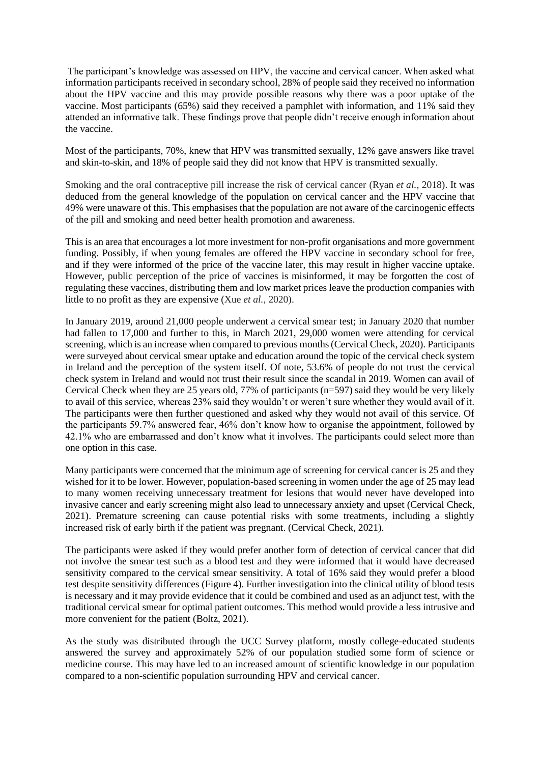The participant's knowledge was assessed on HPV, the vaccine and cervical cancer. When asked what information participants received in secondary school, 28% of people said they received no information about the HPV vaccine and this may provide possible reasons why there was a poor uptake of the vaccine. Most participants (65%) said they received a pamphlet with information, and 11% said they attended an informative talk. These findings prove that people didn't receive enough information about the vaccine.

Most of the participants, 70%, knew that HPV was transmitted sexually, 12% gave answers like travel and skin-to-skin, and 18% of people said they did not know that HPV is transmitted sexually.

Smoking and the oral contraceptive pill increase the risk of cervical cancer (Ryan *et al.,* 2018). It was deduced from the general knowledge of the population on cervical cancer and the HPV vaccine that 49% were unaware of this. This emphasises that the population are not aware of the carcinogenic effects of the pill and smoking and need better health promotion and awareness.

This is an area that encourages a lot more investment for non-profit organisations and more government funding. Possibly, if when young females are offered the HPV vaccine in secondary school for free, and if they were informed of the price of the vaccine later, this may result in higher vaccine uptake. However, public perception of the price of vaccines is misinformed, it may be forgotten the cost of regulating these vaccines, distributing them and low market prices leave the production companies with little to no profit as they are expensive (Xue *et al.,* 2020).

In January 2019, around 21,000 people underwent a cervical smear test; in January 2020 that number had fallen to 17,000 and further to this, in March 2021, 29,000 women were attending for cervical screening, which is an increase when compared to previous months (Cervical Check, 2020). Participants were surveyed about cervical smear uptake and education around the topic of the cervical check system in Ireland and the perception of the system itself. Of note, 53.6% of people do not trust the cervical check system in Ireland and would not trust their result since the scandal in 2019. Women can avail of Cervical Check when they are 25 years old, 77% of participants (n=597) said they would be very likely to avail of this service, whereas 23% said they wouldn't or weren't sure whether they would avail of it. The participants were then further questioned and asked why they would not avail of this service. Of the participants 59.7% answered fear, 46% don't know how to organise the appointment, followed by 42.1% who are embarrassed and don't know what it involves. The participants could select more than one option in this case.

Many participants were concerned that the minimum age of screening for cervical cancer is 25 and they wished for it to be lower. However, population-based screening in women under the age of 25 may lead to many women receiving unnecessary treatment for lesions that would never have developed into invasive cancer and early screening might also lead to unnecessary anxiety and upset (Cervical Check, 2021). Premature screening can cause potential risks with some treatments, including a slightly increased risk of early birth if the patient was pregnant. (Cervical Check, 2021).

The participants were asked if they would prefer another form of detection of cervical cancer that did not involve the smear test such as a blood test and they were informed that it would have decreased sensitivity compared to the cervical smear sensitivity. A total of 16% said they would prefer a blood test despite sensitivity differences (Figure 4). Further investigation into the clinical utility of blood tests is necessary and it may provide evidence that it could be combined and used as an adjunct test, with the traditional cervical smear for optimal patient outcomes. This method would provide a less intrusive and more convenient for the patient (Boltz, 2021).

As the study was distributed through the UCC Survey platform, mostly college-educated students answered the survey and approximately 52% of our population studied some form of science or medicine course. This may have led to an increased amount of scientific knowledge in our population compared to a non-scientific population surrounding HPV and cervical cancer.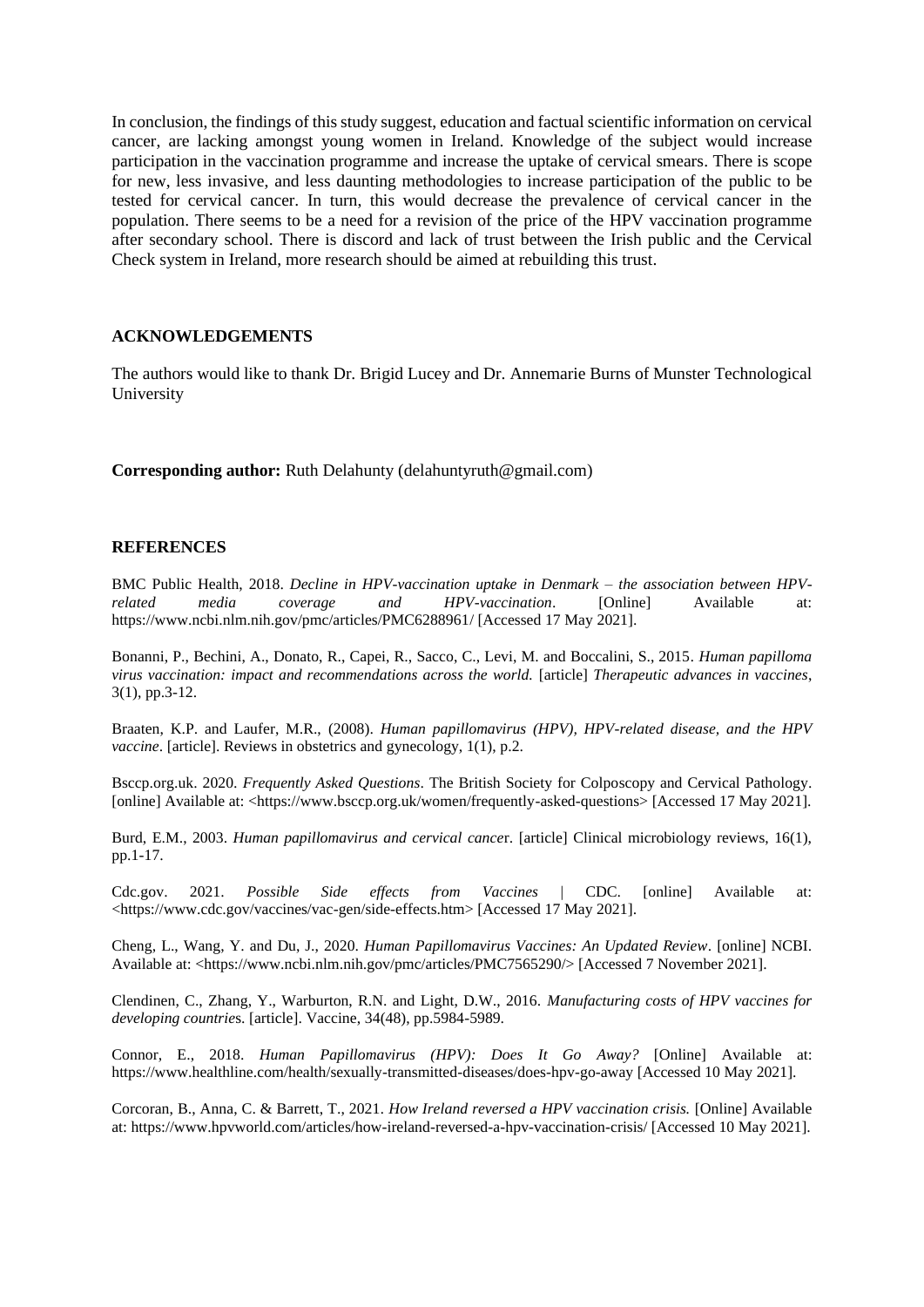In conclusion, the findings of this study suggest, education and factual scientific information on cervical cancer, are lacking amongst young women in Ireland. Knowledge of the subject would increase participation in the vaccination programme and increase the uptake of cervical smears. There is scope for new, less invasive, and less daunting methodologies to increase participation of the public to be tested for cervical cancer. In turn, this would decrease the prevalence of cervical cancer in the population. There seems to be a need for a revision of the price of the HPV vaccination programme after secondary school. There is discord and lack of trust between the Irish public and the Cervical Check system in Ireland, more research should be aimed at rebuilding this trust.

## ACKNOWLEDGEMENTS

The authors would like to thank Dr. Brigid Lucey and Dr. Annemarie Burns of Munster Technological University

**Corresponding author:** Ruth Delahunty (delahuntyruth@gmail.com)

## REFERENCES

BMC Public Health, 2018. *Decline in HPV-vaccination uptake in Denmark – the association between HPV-related media coverage and HPV-vaccination*. [Online] Available at: https://www.ncbi.nlm.nih.gov/pmc/articles/PMC6288961/ [Accessed 17 May 2021].

Bonanni, P., Bechini, A., Donato, R., Capei, R., Sacco, C., Levi, M. and Boccalini, S., 2015. *Human papilloma virus vaccination: impact and recommendations across the world.* [article] *Therapeutic advances in vaccines*, 3(1), pp.3-12.

Braaten, K.P. and Laufer, M.R., (2008). *Human papillomavirus (HPV), HPV-related disease, and the HPV vaccine*. [article]. Reviews in obstetrics and gynecology, 1(1), p.2.

Bsccp.org.uk. 2020. *Frequently Asked Questions*. The British Society for Colposcopy and Cervical Pathology. [online] Available at: <https://www.bsccp.org.uk/women/frequently-asked-questions> [Accessed 17 May 2021].

Burd, E.M., 2003. *Human papillomavirus and cervical cance*r. [article] Clinical microbiology reviews, 16(1), pp.1-17.

Cdc.gov. 2021. *Possible Side effects from Vaccines* | CDC. [online] Available at: <https://www.cdc.gov/vaccines/vac-gen/side-effects.htm> [Accessed 17 May 2021].

Cheng, L., Wang, Y. and Du, J., 2020. *Human Papillomavirus Vaccines: An Updated Review*. [online] NCBI. Available at: <https://www.ncbi.nlm.nih.gov/pmc/articles/PMC7565290/> [Accessed 7 November 2021].

Clendinen, C., Zhang, Y., Warburton, R.N. and Light, D.W., 2016. *Manufacturing costs of HPV vaccines for developing countrie*s. [article]. Vaccine, 34(48), pp.5984-5989.

Connor, E., 2018. *Human Papillomavirus (HPV): Does It Go Away?* [Online] Available at: https://www.healthline.com/health/sexually-transmitted-diseases/does-hpv-go-away [Accessed 10 May 2021].

Corcoran, B., Anna, C. & Barrett, T., 2021. *How Ireland reversed a HPV vaccination crisis.* [Online] Available at: https://www.hpvworld.com/articles/how-ireland-reversed-a-hpv-vaccination-crisis/ [Accessed 10 May 2021].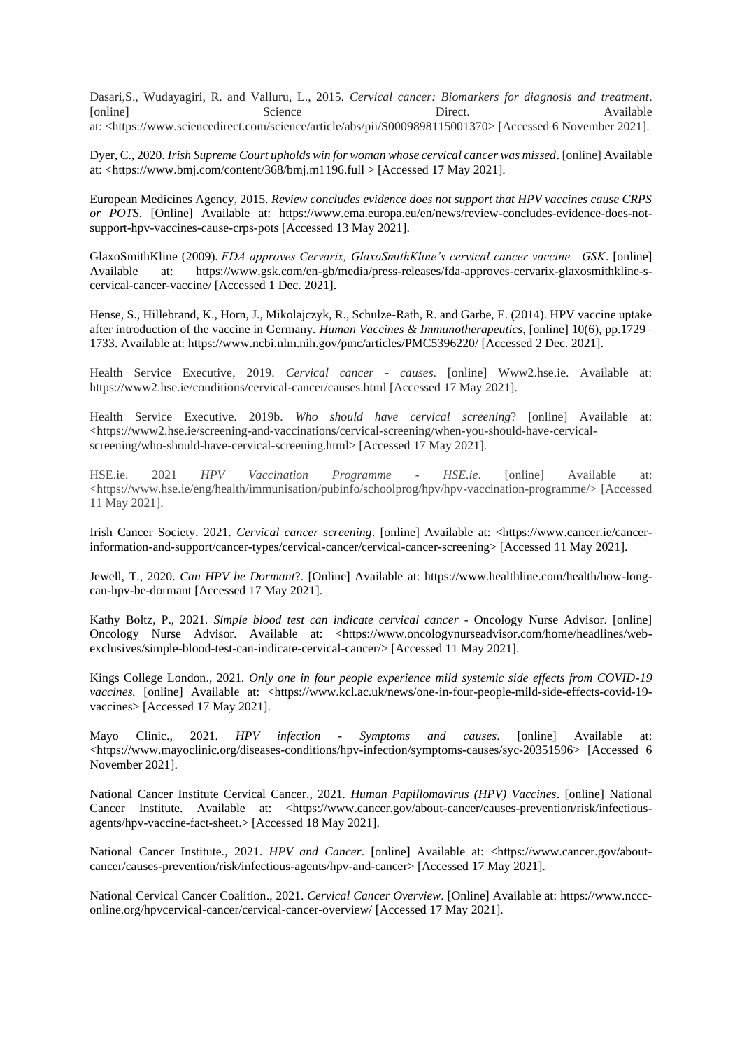Dasari,S., Wudayagiri, R. and Valluru, L., 2015. *Cervical cancer: Biomarkers for diagnosis and treatment*. [online] Science Direct. Available at: <https://www.sciencedirect.com/science/article/abs/pii/S0009898115001370> [Accessed 6 November 2021].

Dyer, C., 2020. *Irish Supreme Court upholds win for woman whose cervical cancer was missed*. [online] Available at: <https://www.bmj.com/content/368/bmj.m1196.full > [Accessed 17 May 2021].

European Medicines Agency, 2015. *Review concludes evidence does not support that HPV vaccines cause CRPS or POTS*. [Online] Available at: https://www.ema.europa.eu/en/news/review-concludes-evidence-does-not-support-hpv-vaccines-cause-crps-pots [Accessed 13 May 2021].

GlaxoSmithKline (2009). *FDA approves Cervarix, GlaxoSmithKline's cervical cancer vaccine | GSK*. [online] Available at: https://www.gsk.com/en-gb/media/press-releases/fda-approves-cervarix-glaxosmithkline-s-cervical-cancer-vaccine/ [Accessed 1 Dec. 2021].

Hense, S., Hillebrand, K., Horn, J., Mikolajczyk, R., Schulze-Rath, R. and Garbe, E. (2014). HPV vaccine uptake after introduction of the vaccine in Germany. *Human Vaccines & Immunotherapeutics*, [online] 10(6), pp.1729–1733. Available at: https://www.ncbi.nlm.nih.gov/pmc/articles/PMC5396220/ [Accessed 2 Dec. 2021].

Health Service Executive, 2019. *Cervical cancer - causes*. [online] Www2.hse.ie. Available at: https://www2.hse.ie/conditions/cervical-cancer/causes.html [Accessed 17 May 2021].

Health Service Executive. 2019b. *Who should have cervical screening*? [online] Available at: <https://www2.hse.ie/screening-and-vaccinations/cervical-screening/when-you-should-have-cervical-screening/who-should-have-cervical-screening.html> [Accessed 17 May 2021].

HSE.ie. 2021 *HPV Vaccination Programme - HSE.ie*. [online] Available at: <https://www.hse.ie/eng/health/immunisation/pubinfo/schoolprog/hpv/hpv-vaccination-programme/> [Accessed 11 May 2021].

Irish Cancer Society. 2021. *Cervical cancer screening*. [online] Available at: <https://www.cancer.ie/cancer-information-and-support/cancer-types/cervical-cancer/cervical-cancer-screening> [Accessed 11 May 2021].

Jewell, T., 2020. *Can HPV be Dormant*?. [Online] Available at: https://www.healthline.com/health/how-long-can-hpv-be-dormant [Accessed 17 May 2021].

Kathy Boltz, P., 2021. *Simple blood test can indicate cervical cancer* - Oncology Nurse Advisor. [online] Oncology Nurse Advisor. Available at: <https://www.oncologynurseadvisor.com/home/headlines/web-exclusives/simple-blood-test-can-indicate-cervical-cancer/> [Accessed 11 May 2021].

Kings College London., 2021. *Only one in four people experience mild systemic side effects from COVID-19 vaccines.* [online] Available at: <https://www.kcl.ac.uk/news/one-in-four-people-mild-side-effects-covid-19-vaccines> [Accessed 17 May 2021].

Mayo Clinic., 2021. *HPV infection - Symptoms and causes*. [online] Available at: <https://www.mayoclinic.org/diseases-conditions/hpv-infection/symptoms-causes/syc-20351596> [Accessed 6 November 2021].

National Cancer Institute Cervical Cancer., 2021. *Human Papillomavirus (HPV) Vaccines*. [online] National Cancer Institute. Available at: <https://www.cancer.gov/about-cancer/causes-prevention/risk/infectious-agents/hpv-vaccine-fact-sheet.> [Accessed 18 May 2021].

National Cancer Institute., 2021. *HPV and Cancer*. [online] Available at: <https://www.cancer.gov/about-cancer/causes-prevention/risk/infectious-agents/hpv-and-cancer> [Accessed 17 May 2021].

National Cervical Cancer Coalition., 2021. *Cervical Cancer Overview*. [Online] Available at: https://www.nccc-online.org/hpvcervical-cancer/cervical-cancer-overview/ [Accessed 17 May 2021].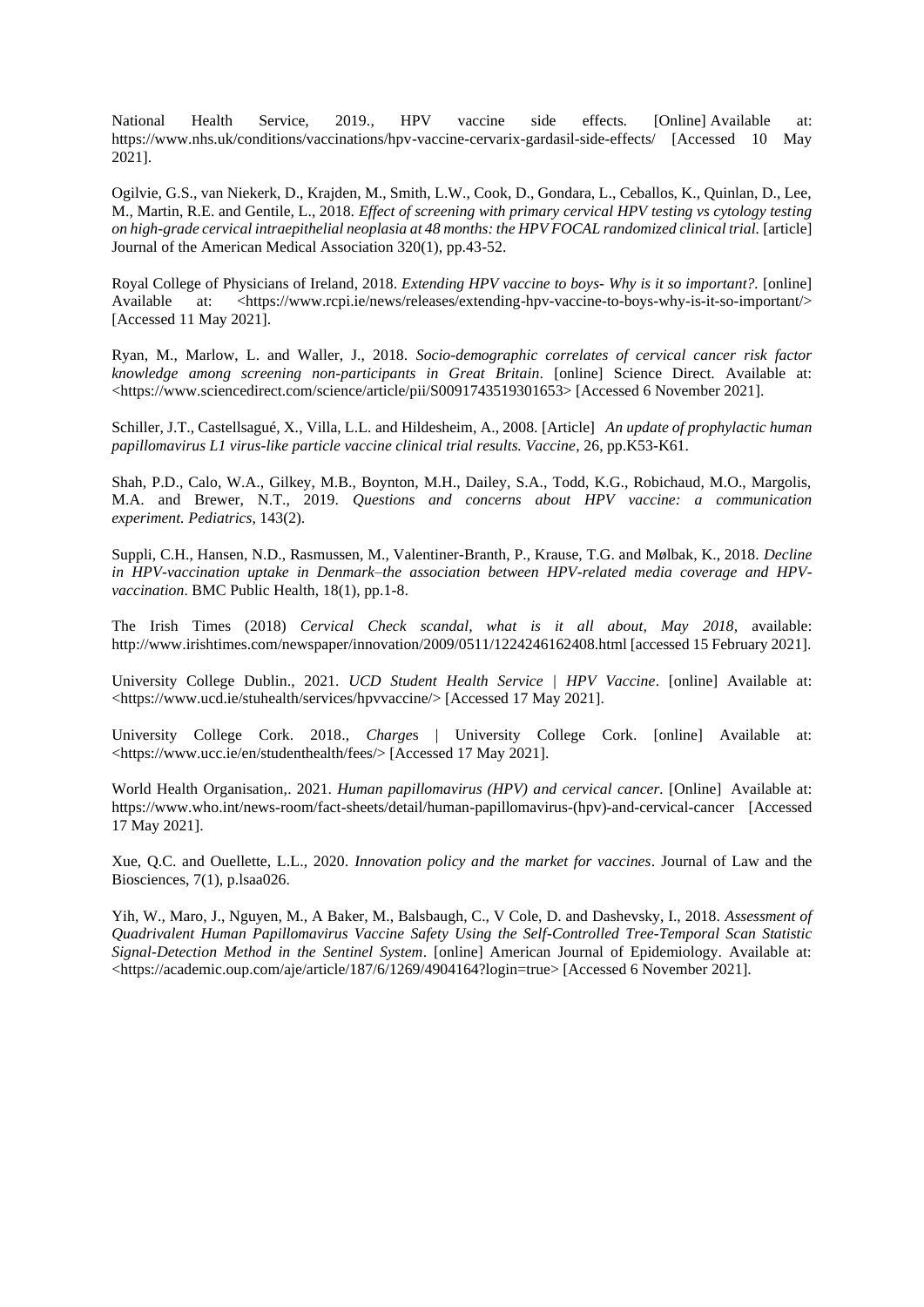National Health Service, 2019., HPV vaccine side effects. [Online] Available at: https://www.nhs.uk/conditions/vaccinations/hpv-vaccine-cervarix-gardasil-side-effects/ [Accessed 10 May 2021].

Ogilvie, G.S., van Niekerk, D., Krajden, M., Smith, L.W., Cook, D., Gondara, L., Ceballos, K., Quinlan, D., Lee, M., Martin, R.E. and Gentile, L., 2018. *Effect of screening with primary cervical HPV testing vs cytology testing on high-grade cervical intraepithelial neoplasia at 48 months: the HPV FOCAL randomized clinical trial.* [article] Journal of the American Medical Association 320(1), pp.43-52.

Royal College of Physicians of Ireland, 2018. *Extending HPV vaccine to boys- Why is it so important?.* [online] Available at: <https://www.rcpi.ie/news/releases/extending-hpv-vaccine-to-boys-why-is-it-so-important/> [Accessed 11 May 2021].

Ryan, M., Marlow, L. and Waller, J., 2018. *Socio-demographic correlates of cervical cancer risk factor knowledge among screening non-participants in Great Britain*. [online] Science Direct. Available at: <https://www.sciencedirect.com/science/article/pii/S0091743519301653> [Accessed 6 November 2021].

Schiller, J.T., Castellsagué, X., Villa, L.L. and Hildesheim, A., 2008. [Article] *An update of prophylactic human papillomavirus L1 virus-like particle vaccine clinical trial results. Vaccine*, 26, pp.K53-K61.

Shah, P.D., Calo, W.A., Gilkey, M.B., Boynton, M.H., Dailey, S.A., Todd, K.G., Robichaud, M.O., Margolis, M.A. and Brewer, N.T., 2019. *Questions and concerns about HPV vaccine: a communication experiment. Pediatrics*, 143(2).

Suppli, C.H., Hansen, N.D., Rasmussen, M., Valentiner-Branth, P., Krause, T.G. and Mølbak, K., 2018. *Decline in HPV-vaccination uptake in Denmark–the association between HPV-related media coverage and HPV-vaccination*. BMC Public Health, 18(1), pp.1-8.

The Irish Times (2018) *Cervical Check scandal, what is it all about, May 2018,* available: http://www.irishtimes.com/newspaper/innovation/2009/0511/1224246162408.html [accessed 15 February 2021].

University College Dublin., 2021. *UCD Student Health Service | HPV Vaccine*. [online] Available at: <https://www.ucd.ie/stuhealth/services/hpvvaccine/> [Accessed 17 May 2021].

University College Cork. 2018., *Charges* | University College Cork. [online] Available at: <https://www.ucc.ie/en/studenthealth/fees/> [Accessed 17 May 2021].

World Health Organisation,. 2021. *Human papillomavirus (HPV) and cervical cancer*. [Online] Available at: https://www.who.int/news-room/fact-sheets/detail/human-papillomavirus-(hpv)-and-cervical-cancer [Accessed 17 May 2021].

Xue, Q.C. and Ouellette, L.L., 2020. *Innovation policy and the market for vaccines*. Journal of Law and the Biosciences, 7(1), p.lsaa026.

Yih, W., Maro, J., Nguyen, M., A Baker, M., Balsbaugh, C., V Cole, D. and Dashevsky, I., 2018. *Assessment of Quadrivalent Human Papillomavirus Vaccine Safety Using the Self-Controlled Tree-Temporal Scan Statistic Signal-Detection Method in the Sentinel System*. [online] American Journal of Epidemiology. Available at: <https://academic.oup.com/aje/article/187/6/1269/4904164?login=true> [Accessed 6 November 2021].